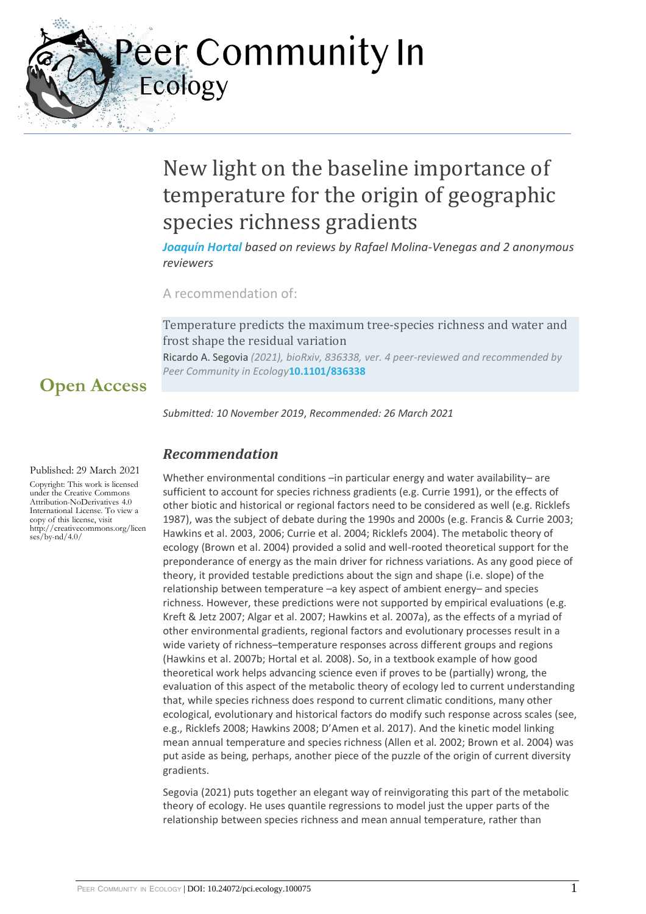# New light on the baseline importance of temperature for the origin of geographic species richness gradients

***Joaquín Hortal** based on reviews by Rafael Molina-Venegas and 2 anonymous reviewers*

A recommendation of:

Temperature predicts the maximum tree-species richness and water and frost shape the residual variation

Ricardo A. Segovia *(2021), bioRxiv, 836338, ver. 4 peer-reviewed and recommended by Peer Community in Ecology* **10.1101/836338**

**Open Access**

*Submitted: 10 November 2019*, *Recommended: 26 March 2021*

Published: 29 March 2021

Copyright: This work is licensed under the Creative Commons Attribution-NoDerivatives 4.0 International License. To view a copy of this license, visit http://creativecommons.org/licenses/by-nd/4.0/

## *Recommendation*

Whether environmental conditions –in particular energy and water availability– are sufficient to account for species richness gradients (e.g. Currie 1991), or the effects of other biotic and historical or regional factors need to be considered as well (e.g. Ricklefs 1987), was the subject of debate during the 1990s and 2000s (e.g. Francis & Currie 2003; Hawkins et al. 2003, 2006; Currie et al. 2004; Ricklefs 2004). The metabolic theory of ecology (Brown et al. 2004) provided a solid and well-rooted theoretical support for the preponderance of energy as the main driver for richness variations. As any good piece of theory, it provided testable predictions about the sign and shape (i.e. slope) of the relationship between temperature –a key aspect of ambient energy– and species richness. However, these predictions were not supported by empirical evaluations (e.g. Kreft & Jetz 2007; Algar et al. 2007; Hawkins et al. 2007a), as the effects of a myriad of other environmental gradients, regional factors and evolutionary processes result in a wide variety of richness–temperature responses across different groups and regions (Hawkins et al. 2007b; Hortal et al. 2008). So, in a textbook example of how good theoretical work helps advancing science even if proves to be (partially) wrong, the evaluation of this aspect of the metabolic theory of ecology led to current understanding that, while species richness does respond to current climatic conditions, many other ecological, evolutionary and historical factors do modify such response across scales (see, e.g., Ricklefs 2008; Hawkins 2008; D'Amen et al. 2017). And the kinetic model linking mean annual temperature and species richness (Allen et al. 2002; Brown et al. 2004) was put aside as being, perhaps, another piece of the puzzle of the origin of current diversity gradients.

Segovia (2021) puts together an elegant way of reinvigorating this part of the metabolic theory of ecology. He uses quantile regressions to model just the upper parts of the relationship between species richness and mean annual temperature, rather than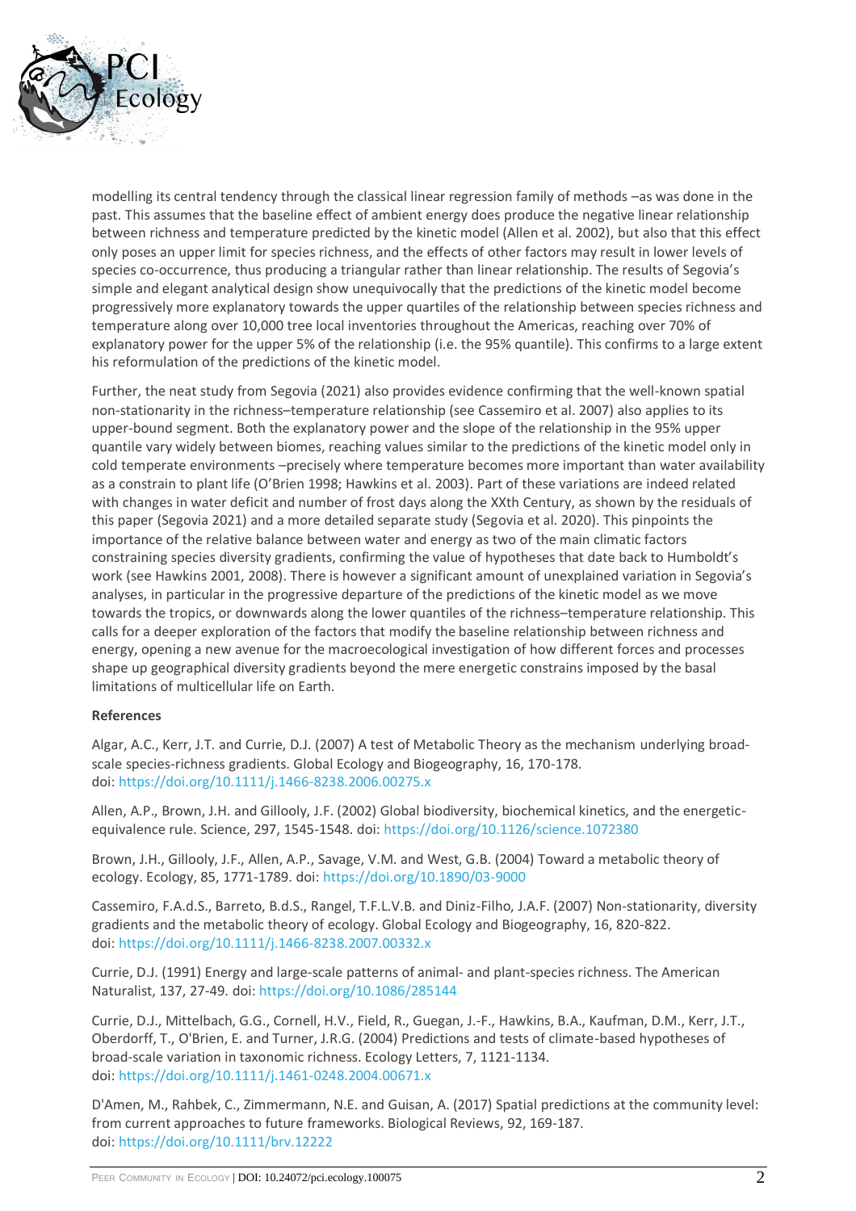modelling its central tendency through the classical linear regression family of methods –as was done in the past. This assumes that the baseline effect of ambient energy does produce the negative linear relationship between richness and temperature predicted by the kinetic model (Allen et al. 2002), but also that this effect only poses an upper limit for species richness, and the effects of other factors may result in lower levels of species co-occurrence, thus producing a triangular rather than linear relationship. The results of Segovia's simple and elegant analytical design show unequivocally that the predictions of the kinetic model become progressively more explanatory towards the upper quartiles of the relationship between species richness and temperature along over 10,000 tree local inventories throughout the Americas, reaching over 70% of explanatory power for the upper 5% of the relationship (i.e. the 95% quantile). This confirms to a large extent his reformulation of the predictions of the kinetic model.

Further, the neat study from Segovia (2021) also provides evidence confirming that the well-known spatial non-stationarity in the richness–temperature relationship (see Cassemiro et al. 2007) also applies to its upper-bound segment. Both the explanatory power and the slope of the relationship in the 95% upper quantile vary widely between biomes, reaching values similar to the predictions of the kinetic model only in cold temperate environments –precisely where temperature becomes more important than water availability as a constrain to plant life (O'Brien 1998; Hawkins et al. 2003). Part of these variations are indeed related with changes in water deficit and number of frost days along the XXth Century, as shown by the residuals of this paper (Segovia 2021) and a more detailed separate study (Segovia et al. 2020). This pinpoints the importance of the relative balance between water and energy as two of the main climatic factors constraining species diversity gradients, confirming the value of hypotheses that date back to Humboldt's work (see Hawkins 2001, 2008). There is however a significant amount of unexplained variation in Segovia's analyses, in particular in the progressive departure of the predictions of the kinetic model as we move towards the tropics, or downwards along the lower quantiles of the richness–temperature relationship. This calls for a deeper exploration of the factors that modify the baseline relationship between richness and energy, opening a new avenue for the macroecological investigation of how different forces and processes shape up geographical diversity gradients beyond the mere energetic constrains imposed by the basal limitations of multicellular life on Earth.

**References**

Algar, A.C., Kerr, J.T. and Currie, D.J. (2007) A test of Metabolic Theory as the mechanism underlying broad-scale species-richness gradients. Global Ecology and Biogeography, 16, 170-178. doi: https://doi.org/10.1111/j.1466-8238.2006.00275.x

Allen, A.P., Brown, J.H. and Gillooly, J.F. (2002) Global biodiversity, biochemical kinetics, and the energetic-equivalence rule. Science, 297, 1545-1548. doi: https://doi.org/10.1126/science.1072380

Brown, J.H., Gillooly, J.F., Allen, A.P., Savage, V.M. and West, G.B. (2004) Toward a metabolic theory of ecology. Ecology, 85, 1771-1789. doi: https://doi.org/10.1890/03-9000

Cassemiro, F.A.d.S., Barreto, B.d.S., Rangel, T.F.L.V.B. and Diniz-Filho, J.A.F. (2007) Non-stationarity, diversity gradients and the metabolic theory of ecology. Global Ecology and Biogeography, 16, 820-822. doi: https://doi.org/10.1111/j.1466-8238.2007.00332.x

Currie, D.J. (1991) Energy and large-scale patterns of animal- and plant-species richness. The American Naturalist, 137, 27-49. doi: https://doi.org/10.1086/285144

Currie, D.J., Mittelbach, G.G., Cornell, H.V., Field, R., Guegan, J.-F., Hawkins, B.A., Kaufman, D.M., Kerr, J.T., Oberdorff, T., O'Brien, E. and Turner, J.R.G. (2004) Predictions and tests of climate-based hypotheses of broad-scale variation in taxonomic richness. Ecology Letters, 7, 1121-1134. doi: https://doi.org/10.1111/j.1461-0248.2004.00671.x

D'Amen, M., Rahbek, C., Zimmermann, N.E. and Guisan, A. (2017) Spatial predictions at the community level: from current approaches to future frameworks. Biological Reviews, 92, 169-187. doi: https://doi.org/10.1111/brv.12222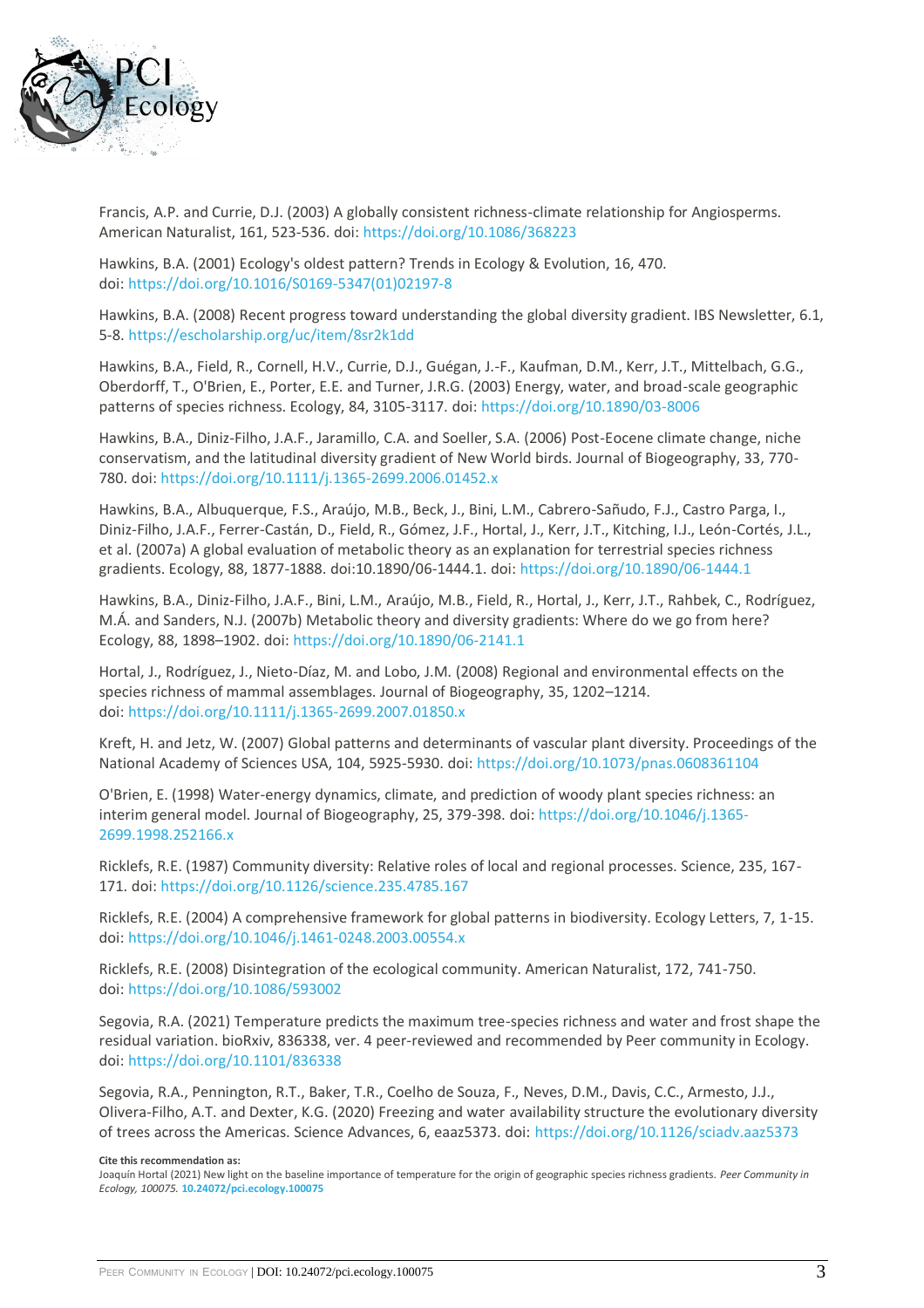Francis, A.P. and Currie, D.J. (2003) A globally consistent richness-climate relationship for Angiosperms. American Naturalist, 161, 523-536. doi: https://doi.org/10.1086/368223

Hawkins, B.A. (2001) Ecology's oldest pattern? Trends in Ecology & Evolution, 16, 470. doi: https://doi.org/10.1016/S0169-5347(01)02197-8

Hawkins, B.A. (2008) Recent progress toward understanding the global diversity gradient. IBS Newsletter, 6.1, 5-8. https://escholarship.org/uc/item/8sr2k1dd

Hawkins, B.A., Field, R., Cornell, H.V., Currie, D.J., Guégan, J.-F., Kaufman, D.M., Kerr, J.T., Mittelbach, G.G., Oberdorff, T., O'Brien, E., Porter, E.E. and Turner, J.R.G. (2003) Energy, water, and broad-scale geographic patterns of species richness. Ecology, 84, 3105-3117. doi: https://doi.org/10.1890/03-8006

Hawkins, B.A., Diniz-Filho, J.A.F., Jaramillo, C.A. and Soeller, S.A. (2006) Post-Eocene climate change, niche conservatism, and the latitudinal diversity gradient of New World birds. Journal of Biogeography, 33, 770-780. doi: https://doi.org/10.1111/j.1365-2699.2006.01452.x

Hawkins, B.A., Albuquerque, F.S., Araújo, M.B., Beck, J., Bini, L.M., Cabrero-Sañudo, F.J., Castro Parga, I., Diniz-Filho, J.A.F., Ferrer-Castán, D., Field, R., Gómez, J.F., Hortal, J., Kerr, J.T., Kitching, I.J., León-Cortés, J.L., et al. (2007a) A global evaluation of metabolic theory as an explanation for terrestrial species richness gradients. Ecology, 88, 1877-1888. doi:10.1890/06-1444.1. doi: https://doi.org/10.1890/06-1444.1

Hawkins, B.A., Diniz-Filho, J.A.F., Bini, L.M., Araújo, M.B., Field, R., Hortal, J., Kerr, J.T., Rahbek, C., Rodríguez, M.Á. and Sanders, N.J. (2007b) Metabolic theory and diversity gradients: Where do we go from here? Ecology, 88, 1898–1902. doi: https://doi.org/10.1890/06-2141.1

Hortal, J., Rodríguez, J., Nieto-Díaz, M. and Lobo, J.M. (2008) Regional and environmental effects on the species richness of mammal assemblages. Journal of Biogeography, 35, 1202–1214. doi: https://doi.org/10.1111/j.1365-2699.2007.01850.x

Kreft, H. and Jetz, W. (2007) Global patterns and determinants of vascular plant diversity. Proceedings of the National Academy of Sciences USA, 104, 5925-5930. doi: https://doi.org/10.1073/pnas.0608361104

O'Brien, E. (1998) Water-energy dynamics, climate, and prediction of woody plant species richness: an interim general model. Journal of Biogeography, 25, 379-398. doi: https://doi.org/10.1046/j.1365-2699.1998.252166.x

Ricklefs, R.E. (1987) Community diversity: Relative roles of local and regional processes. Science, 235, 167-171. doi: https://doi.org/10.1126/science.235.4785.167

Ricklefs, R.E. (2004) A comprehensive framework for global patterns in biodiversity. Ecology Letters, 7, 1-15. doi: https://doi.org/10.1046/j.1461-0248.2003.00554.x

Ricklefs, R.E. (2008) Disintegration of the ecological community. American Naturalist, 172, 741-750. doi: https://doi.org/10.1086/593002

Segovia, R.A. (2021) Temperature predicts the maximum tree-species richness and water and frost shape the residual variation. bioRxiv, 836338, ver. 4 peer-reviewed and recommended by Peer community in Ecology. doi: https://doi.org/10.1101/836338

Segovia, R.A., Pennington, R.T., Baker, T.R., Coelho de Souza, F., Neves, D.M., Davis, C.C., Armesto, J.J., Olivera-Filho, A.T. and Dexter, K.G. (2020) Freezing and water availability structure the evolutionary diversity of trees across the Americas. Science Advances, 6, eaaz5373. doi: https://doi.org/10.1126/sciadv.aaz5373

**Cite this recommendation as:**
Joaquín Hortal (2021) New light on the baseline importance of temperature for the origin of geographic species richness gradients. *Peer Community in Ecology, 100075.* **10.24072/pci.ecology.100075**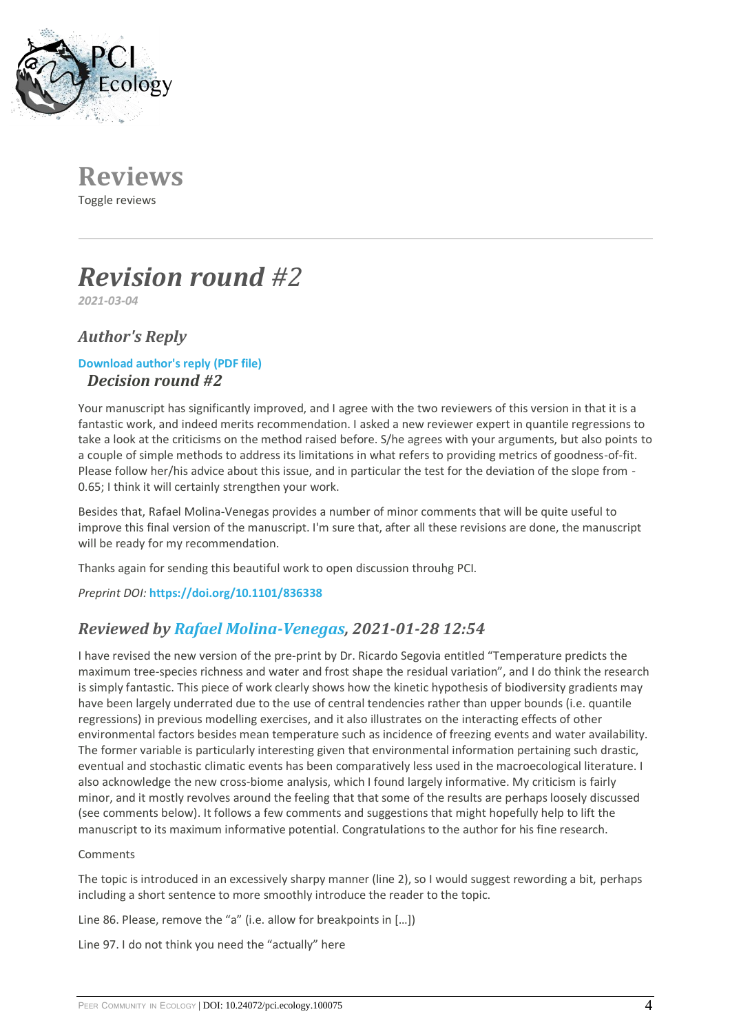# Reviews

Toggle reviews

## *Revision round #2*

*2021-03-04*

### *Author's Reply*

**Download author's reply (PDF file)**

### *Decision round #2*

Your manuscript has significantly improved, and I agree with the two reviewers of this version in that it is a fantastic work, and indeed merits recommendation. I asked a new reviewer expert in quantile regressions to take a look at the criticisms on the method raised before. S/he agrees with your arguments, but also points to a couple of simple methods to address its limitations in what refers to providing metrics of goodness-of-fit. Please follow her/his advice about this issue, and in particular the test for the deviation of the slope from -0.65; I think it will certainly strengthen your work.

Besides that, Rafael Molina-Venegas provides a number of minor comments that will be quite useful to improve this final version of the manuscript. I'm sure that, after all these revisions are done, the manuscript will be ready for my recommendation.

Thanks again for sending this beautiful work to open discussion throuhg PCI.

*Preprint DOI:* **https://doi.org/10.1101/836338**

### *Reviewed by Rafael Molina-Venegas, 2021-01-28 12:54*

I have revised the new version of the pre-print by Dr. Ricardo Segovia entitled "Temperature predicts the maximum tree-species richness and water and frost shape the residual variation", and I do think the research is simply fantastic. This piece of work clearly shows how the kinetic hypothesis of biodiversity gradients may have been largely underrated due to the use of central tendencies rather than upper bounds (i.e. quantile regressions) in previous modelling exercises, and it also illustrates on the interacting effects of other environmental factors besides mean temperature such as incidence of freezing events and water availability. The former variable is particularly interesting given that environmental information pertaining such drastic, eventual and stochastic climatic events has been comparatively less used in the macroecological literature. I also acknowledge the new cross-biome analysis, which I found largely informative. My criticism is fairly minor, and it mostly revolves around the feeling that that some of the results are perhaps loosely discussed (see comments below). It follows a few comments and suggestions that might hopefully help to lift the manuscript to its maximum informative potential. Congratulations to the author for his fine research.

Comments

The topic is introduced in an excessively sharpy manner (line 2), so I would suggest rewording a bit, perhaps including a short sentence to more smoothly introduce the reader to the topic.

Line 86. Please, remove the "a" (i.e. allow for breakpoints in […])

Line 97. I do not think you need the "actually" here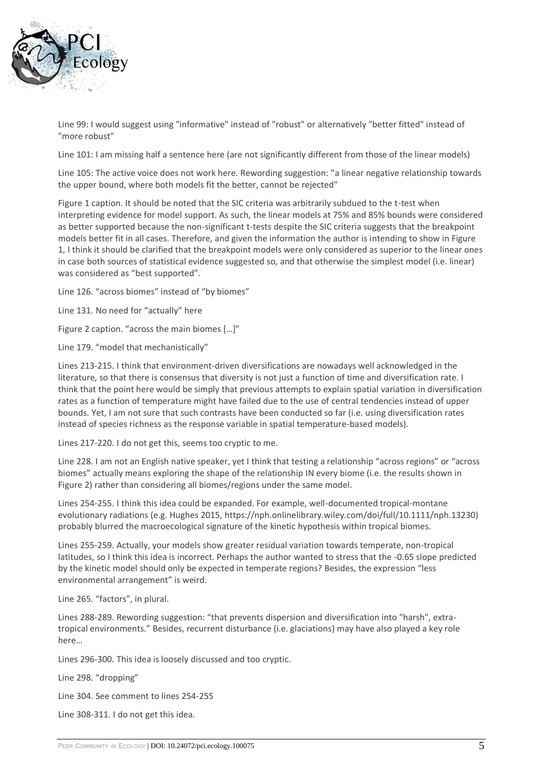Line 99: I would suggest using "informative" instead of "robust" or alternatively "better fitted" instead of "more robust"

Line 101: I am missing half a sentence here (are not significantly different from those of the linear models)

Line 105: The active voice does not work here. Rewording suggestion: "a linear negative relationship towards the upper bound, where both models fit the better, cannot be rejected"

Figure 1 caption. It should be noted that the SIC criteria was arbitrarily subdued to the t-test when interpreting evidence for model support. As such, the linear models at 75% and 85% bounds were considered as better supported because the non-significant t-tests despite the SIC criteria suggests that the breakpoint models better fit in all cases. Therefore, and given the information the author is intending to show in Figure 1, I think it should be clarified that the breakpoint models were only considered as superior to the linear ones in case both sources of statistical evidence suggested so, and that otherwise the simplest model (i.e. linear) was considered as "best supported".

Line 126. "across biomes" instead of "by biomes"

Line 131. No need for "actually" here

Figure 2 caption. "across the main biomes […]"

Line 179. "model that mechanistically"

Lines 213-215. I think that environment-driven diversifications are nowadays well acknowledged in the literature, so that there is consensus that diversity is not just a function of time and diversification rate. I think that the point here would be simply that previous attempts to explain spatial variation in diversification rates as a function of temperature might have failed due to the use of central tendencies instead of upper bounds. Yet, I am not sure that such contrasts have been conducted so far (i.e. using diversification rates instead of species richness as the response variable in spatial temperature-based models).

Lines 217-220. I do not get this, seems too cryptic to me.

Line 228. I am not an English native speaker, yet I think that testing a relationship "across regions" or "across biomes" actually means exploring the shape of the relationship IN every biome (i.e. the results shown in Figure 2) rather than considering all biomes/regions under the same model.

Lines 254-255. I think this idea could be expanded. For example, well-documented tropical-montane evolutionary radiations (e.g. Hughes 2015, https://nph.onlinelibrary.wiley.com/doi/full/10.1111/nph.13230) probably blurred the macroecological signature of the kinetic hypothesis within tropical biomes.

Lines 255-259. Actually, your models show greater residual variation towards temperate, non-tropical latitudes, so I think this idea is incorrect. Perhaps the author wanted to stress that the -0.65 slope predicted by the kinetic model should only be expected in temperate regions? Besides, the expression "less environmental arrangement" is weird.

Line 265. "factors", in plural.

Lines 288-289. Rewording suggestion: "that prevents dispersion and diversification into "harsh", extra-tropical environments." Besides, recurrent disturbance (i.e. glaciations) may have also played a key role here…

Lines 296-300. This idea is loosely discussed and too cryptic.

Line 298. "dropping"

Line 304. See comment to lines 254-255

Line 308-311. I do not get this idea.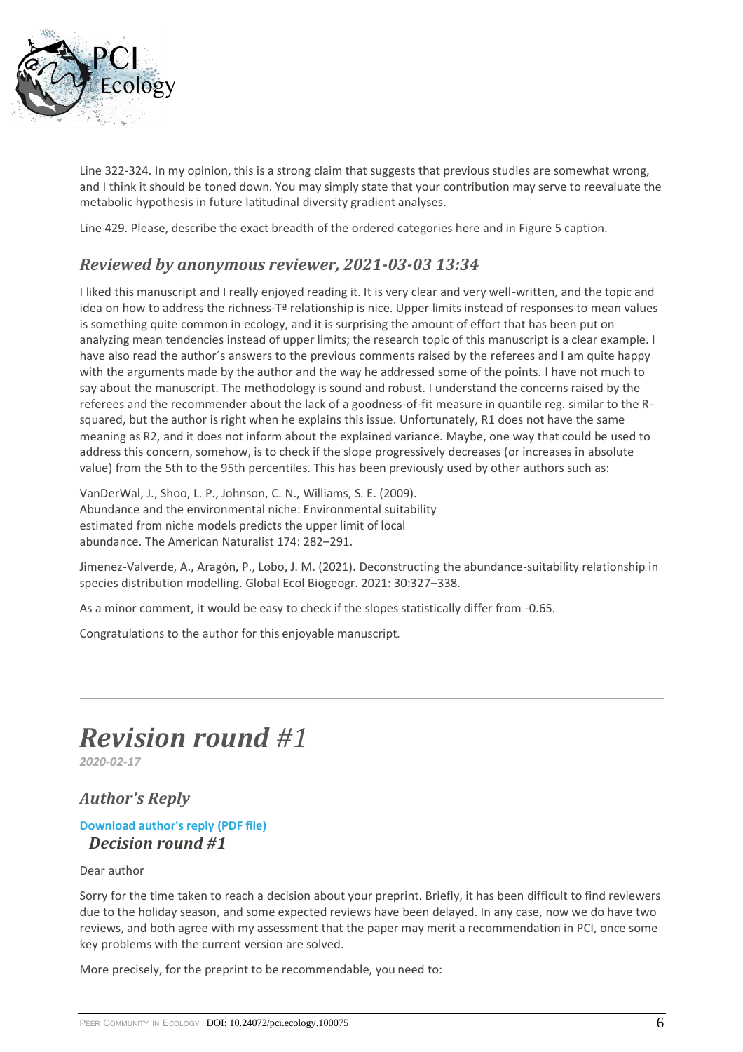Line 322-324. In my opinion, this is a strong claim that suggests that previous studies are somewhat wrong, and I think it should be toned down. You may simply state that your contribution may serve to reevaluate the metabolic hypothesis in future latitudinal diversity gradient analyses.

Line 429. Please, describe the exact breadth of the ordered categories here and in Figure 5 caption.

### *Reviewed by anonymous reviewer, 2021-03-03 13:34*

I liked this manuscript and I really enjoyed reading it. It is very clear and very well-written, and the topic and idea on how to address the richness-Tª relationship is nice. Upper limits instead of responses to mean values is something quite common in ecology, and it is surprising the amount of effort that has been put on analyzing mean tendencies instead of upper limits; the research topic of this manuscript is a clear example. I have also read the author´s answers to the previous comments raised by the referees and I am quite happy with the arguments made by the author and the way he addressed some of the points. I have not much to say about the manuscript. The methodology is sound and robust. I understand the concerns raised by the referees and the recommender about the lack of a goodness-of-fit measure in quantile reg. similar to the R-squared, but the author is right when he explains this issue. Unfortunately, R1 does not have the same meaning as R2, and it does not inform about the explained variance. Maybe, one way that could be used to address this concern, somehow, is to check if the slope progressively decreases (or increases in absolute value) from the 5th to the 95th percentiles. This has been previously used by other authors such as:

VanDerWal, J., Shoo, L. P., Johnson, C. N., Williams, S. E. (2009).
Abundance and the environmental niche: Environmental suitability
estimated from niche models predicts the upper limit of local
abundance. The American Naturalist 174: 282–291.

Jimenez-Valverde, A., Aragón, P., Lobo, J. M. (2021). Deconstructing the abundance-suitability relationship in species distribution modelling. Global Ecol Biogeogr. 2021: 30:327–338.

As a minor comment, it would be easy to check if the slopes statistically differ from -0.65.

Congratulations to the author for this enjoyable manuscript.

---

# *Revision round #1*

*2020-02-17*

## *Author's Reply*

**Download author's reply (PDF file)**

### *Decision round #1*

Dear author

Sorry for the time taken to reach a decision about your preprint. Briefly, it has been difficult to find reviewers due to the holiday season, and some expected reviews have been delayed. In any case, now we do have two reviews, and both agree with my assessment that the paper may merit a recommendation in PCI, once some key problems with the current version are solved.

More precisely, for the preprint to be recommendable, you need to: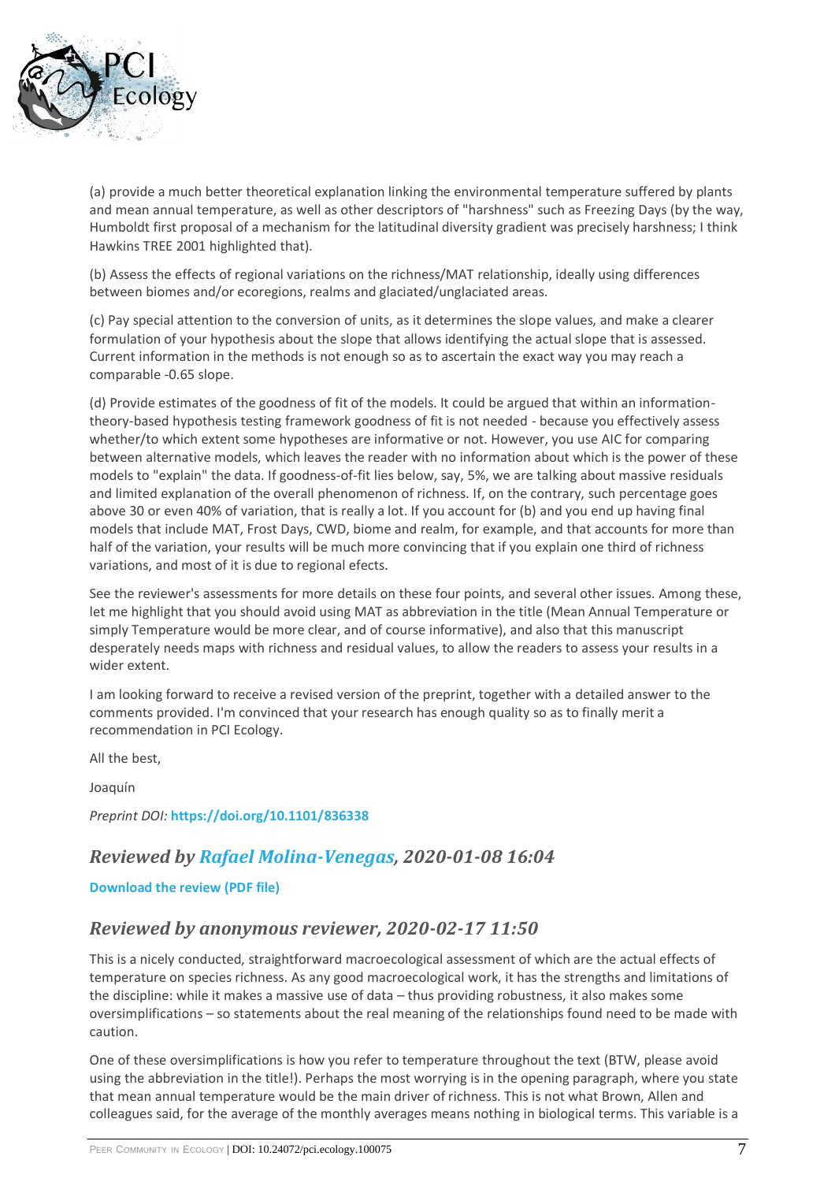(a) provide a much better theoretical explanation linking the environmental temperature suffered by plants and mean annual temperature, as well as other descriptors of "harshness" such as Freezing Days (by the way, Humboldt first proposal of a mechanism for the latitudinal diversity gradient was precisely harshness; I think Hawkins TREE 2001 highlighted that).

(b) Assess the effects of regional variations on the richness/MAT relationship, ideally using differences between biomes and/or ecoregions, realms and glaciated/unglaciated areas.

(c) Pay special attention to the conversion of units, as it determines the slope values, and make a clearer formulation of your hypothesis about the slope that allows identifying the actual slope that is assessed. Current information in the methods is not enough so as to ascertain the exact way you may reach a comparable -0.65 slope.

(d) Provide estimates of the goodness of fit of the models. It could be argued that within an information-theory-based hypothesis testing framework goodness of fit is not needed - because you effectively assess whether/to which extent some hypotheses are informative or not. However, you use AIC for comparing between alternative models, which leaves the reader with no information about which is the power of these models to "explain" the data. If goodness-of-fit lies below, say, 5%, we are talking about massive residuals and limited explanation of the overall phenomenon of richness. If, on the contrary, such percentage goes above 30 or even 40% of variation, that is really a lot. If you account for (b) and you end up having final models that include MAT, Frost Days, CWD, biome and realm, for example, and that accounts for more than half of the variation, your results will be much more convincing that if you explain one third of richness variations, and most of it is due to regional efects.

See the reviewer's assessments for more details on these four points, and several other issues. Among these, let me highlight that you should avoid using MAT as abbreviation in the title (Mean Annual Temperature or simply Temperature would be more clear, and of course informative), and also that this manuscript desperately needs maps with richness and residual values, to allow the readers to assess your results in a wider extent.

I am looking forward to receive a revised version of the preprint, together with a detailed answer to the comments provided. I'm convinced that your research has enough quality so as to finally merit a recommendation in PCI Ecology.

All the best,

Joaquín

*Preprint DOI:* **https://doi.org/10.1101/836338**

## *Reviewed by Rafael Molina-Venegas, 2020-01-08 16:04*

**Download the review (PDF file)**

## *Reviewed by anonymous reviewer, 2020-02-17 11:50*

This is a nicely conducted, straightforward macroecological assessment of which are the actual effects of temperature on species richness. As any good macroecological work, it has the strengths and limitations of the discipline: while it makes a massive use of data – thus providing robustness, it also makes some oversimplifications – so statements about the real meaning of the relationships found need to be made with caution.

One of these oversimplifications is how you refer to temperature throughout the text (BTW, please avoid using the abbreviation in the title!). Perhaps the most worrying is in the opening paragraph, where you state that mean annual temperature would be the main driver of richness. This is not what Brown, Allen and colleagues said, for the average of the monthly averages means nothing in biological terms. This variable is a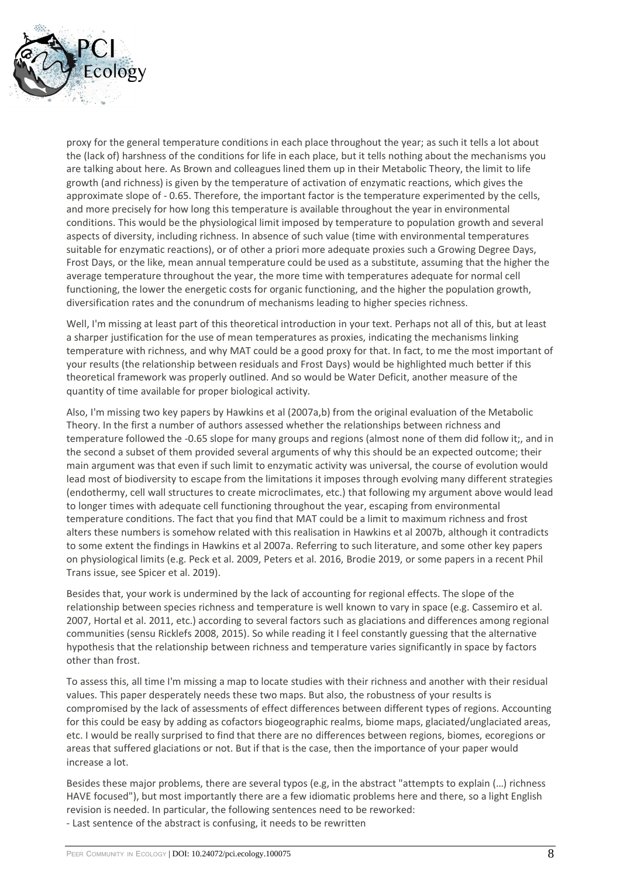proxy for the general temperature conditions in each place throughout the year; as such it tells a lot about the (lack of) harshness of the conditions for life in each place, but it tells nothing about the mechanisms you are talking about here. As Brown and colleagues lined them up in their Metabolic Theory, the limit to life growth (and richness) is given by the temperature of activation of enzymatic reactions, which gives the approximate slope of - 0.65. Therefore, the important factor is the temperature experimented by the cells, and more precisely for how long this temperature is available throughout the year in environmental conditions. This would be the physiological limit imposed by temperature to population growth and several aspects of diversity, including richness. In absence of such value (time with environmental temperatures suitable for enzymatic reactions), or of other a priori more adequate proxies such a Growing Degree Days, Frost Days, or the like, mean annual temperature could be used as a substitute, assuming that the higher the average temperature throughout the year, the more time with temperatures adequate for normal cell functioning, the lower the energetic costs for organic functioning, and the higher the population growth, diversification rates and the conundrum of mechanisms leading to higher species richness.

Well, I'm missing at least part of this theoretical introduction in your text. Perhaps not all of this, but at least a sharper justification for the use of mean temperatures as proxies, indicating the mechanisms linking temperature with richness, and why MAT could be a good proxy for that. In fact, to me the most important of your results (the relationship between residuals and Frost Days) would be highlighted much better if this theoretical framework was properly outlined. And so would be Water Deficit, another measure of the quantity of time available for proper biological activity.

Also, I'm missing two key papers by Hawkins et al (2007a,b) from the original evaluation of the Metabolic Theory. In the first a number of authors assessed whether the relationships between richness and temperature followed the -0.65 slope for many groups and regions (almost none of them did follow it;, and in the second a subset of them provided several arguments of why this should be an expected outcome; their main argument was that even if such limit to enzymatic activity was universal, the course of evolution would lead most of biodiversity to escape from the limitations it imposes through evolving many different strategies (endothermy, cell wall structures to create microclimates, etc.) that following my argument above would lead to longer times with adequate cell functioning throughout the year, escaping from environmental temperature conditions. The fact that you find that MAT could be a limit to maximum richness and frost alters these numbers is somehow related with this realisation in Hawkins et al 2007b, although it contradicts to some extent the findings in Hawkins et al 2007a. Referring to such literature, and some other key papers on physiological limits (e.g. Peck et al. 2009, Peters et al. 2016, Brodie 2019, or some papers in a recent Phil Trans issue, see Spicer et al. 2019).

Besides that, your work is undermined by the lack of accounting for regional effects. The slope of the relationship between species richness and temperature is well known to vary in space (e.g. Cassemiro et al. 2007, Hortal et al. 2011, etc.) according to several factors such as glaciations and differences among regional communities (sensu Ricklefs 2008, 2015). So while reading it I feel constantly guessing that the alternative hypothesis that the relationship between richness and temperature varies significantly in space by factors other than frost.

To assess this, all time I'm missing a map to locate studies with their richness and another with their residual values. This paper desperately needs these two maps. But also, the robustness of your results is compromised by the lack of assessments of effect differences between different types of regions. Accounting for this could be easy by adding as cofactors biogeographic realms, biome maps, glaciated/unglaciated areas, etc. I would be really surprised to find that there are no differences between regions, biomes, ecoregions or areas that suffered glaciations or not. But if that is the case, then the importance of your paper would increase a lot.

Besides these major problems, there are several typos (e.g, in the abstract "attempts to explain (…) richness HAVE focused"), but most importantly there are a few idiomatic problems here and there, so a light English revision is needed. In particular, the following sentences need to be reworked:

- Last sentence of the abstract is confusing, it needs to be rewritten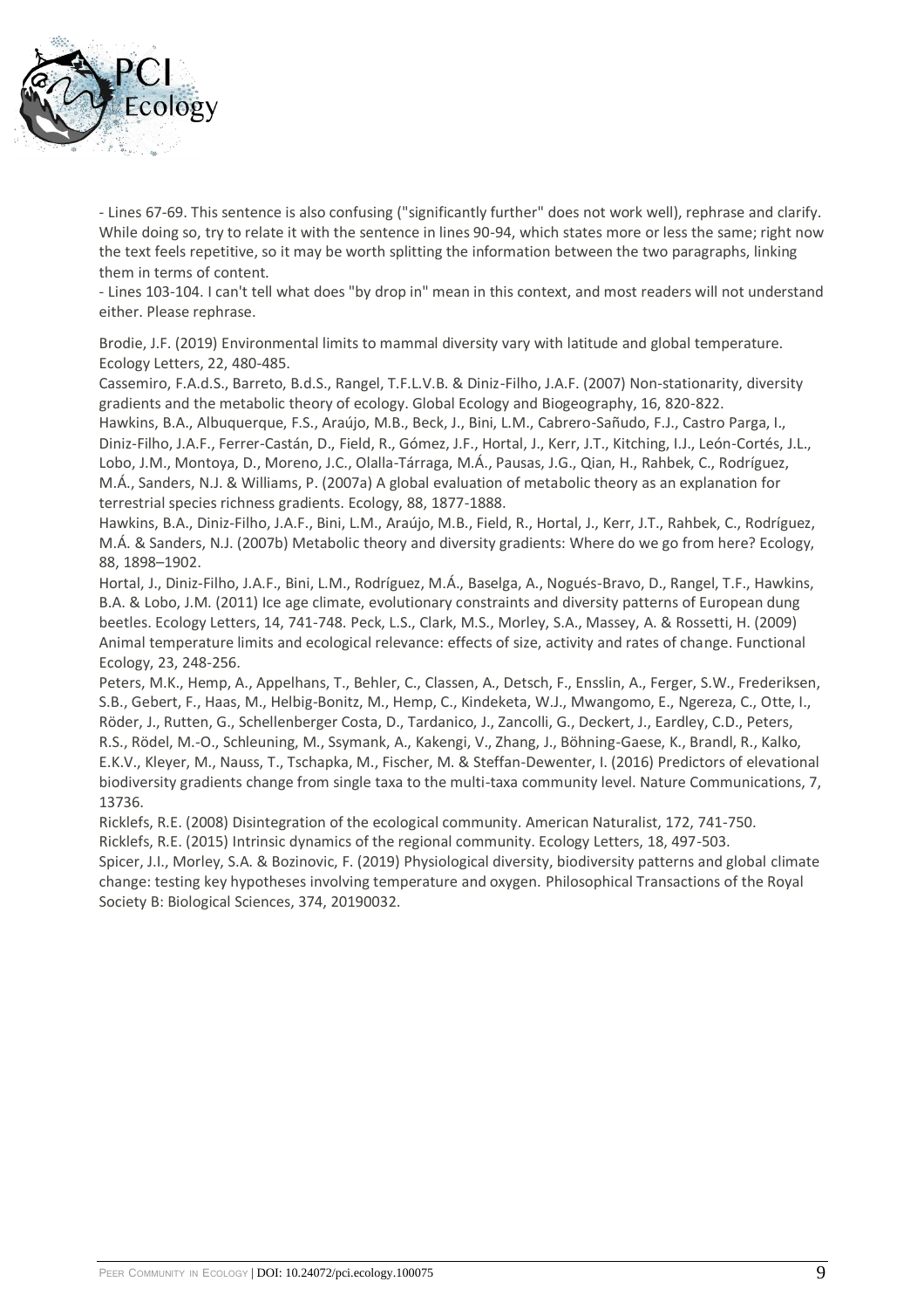- Lines 67-69. This sentence is also confusing ("significantly further" does not work well), rephrase and clarify. While doing so, try to relate it with the sentence in lines 90-94, which states more or less the same; right now the text feels repetitive, so it may be worth splitting the information between the two paragraphs, linking them in terms of content.
- Lines 103-104. I can't tell what does "by drop in" mean in this context, and most readers will not understand either. Please rephrase.

Brodie, J.F. (2019) Environmental limits to mammal diversity vary with latitude and global temperature. Ecology Letters, 22, 480-485.
Cassemiro, F.A.d.S., Barreto, B.d.S., Rangel, T.F.L.V.B. & Diniz-Filho, J.A.F. (2007) Non-stationarity, diversity gradients and the metabolic theory of ecology. Global Ecology and Biogeography, 16, 820-822.
Hawkins, B.A., Albuquerque, F.S., Araújo, M.B., Beck, J., Bini, L.M., Cabrero-Sañudo, F.J., Castro Parga, I., Diniz-Filho, J.A.F., Ferrer-Castán, D., Field, R., Gómez, J.F., Hortal, J., Kerr, J.T., Kitching, I.J., León-Cortés, J.L., Lobo, J.M., Montoya, D., Moreno, J.C., Olalla-Tárraga, M.Á., Pausas, J.G., Qian, H., Rahbek, C., Rodríguez, M.Á., Sanders, N.J. & Williams, P. (2007a) A global evaluation of metabolic theory as an explanation for terrestrial species richness gradients. Ecology, 88, 1877-1888.
Hawkins, B.A., Diniz-Filho, J.A.F., Bini, L.M., Araújo, M.B., Field, R., Hortal, J., Kerr, J.T., Rahbek, C., Rodríguez, M.Á. & Sanders, N.J. (2007b) Metabolic theory and diversity gradients: Where do we go from here? Ecology, 88, 1898–1902.
Hortal, J., Diniz-Filho, J.A.F., Bini, L.M., Rodríguez, M.Á., Baselga, A., Nogués-Bravo, D., Rangel, T.F., Hawkins, B.A. & Lobo, J.M. (2011) Ice age climate, evolutionary constraints and diversity patterns of European dung beetles. Ecology Letters, 14, 741-748. Peck, L.S., Clark, M.S., Morley, S.A., Massey, A. & Rossetti, H. (2009) Animal temperature limits and ecological relevance: effects of size, activity and rates of change. Functional Ecology, 23, 248-256.
Peters, M.K., Hemp, A., Appelhans, T., Behler, C., Classen, A., Detsch, F., Ensslin, A., Ferger, S.W., Frederiksen, S.B., Gebert, F., Haas, M., Helbig-Bonitz, M., Hemp, C., Kindeketa, W.J., Mwangomo, E., Ngereza, C., Otte, I., Röder, J., Rutten, G., Schellenberger Costa, D., Tardanico, J., Zancolli, G., Deckert, J., Eardley, C.D., Peters, R.S., Rödel, M.-O., Schleuning, M., Ssymank, A., Kakengi, V., Zhang, J., Böhning-Gaese, K., Brandl, R., Kalko, E.K.V., Kleyer, M., Nauss, T., Tschapka, M., Fischer, M. & Steffan-Dewenter, I. (2016) Predictors of elevational biodiversity gradients change from single taxa to the multi-taxa community level. Nature Communications, 7, 13736.
Ricklefs, R.E. (2008) Disintegration of the ecological community. American Naturalist, 172, 741-750.
Ricklefs, R.E. (2015) Intrinsic dynamics of the regional community. Ecology Letters, 18, 497-503.
Spicer, J.I., Morley, S.A. & Bozinovic, F. (2019) Physiological diversity, biodiversity patterns and global climate change: testing key hypotheses involving temperature and oxygen. Philosophical Transactions of the Royal Society B: Biological Sciences, 374, 20190032.